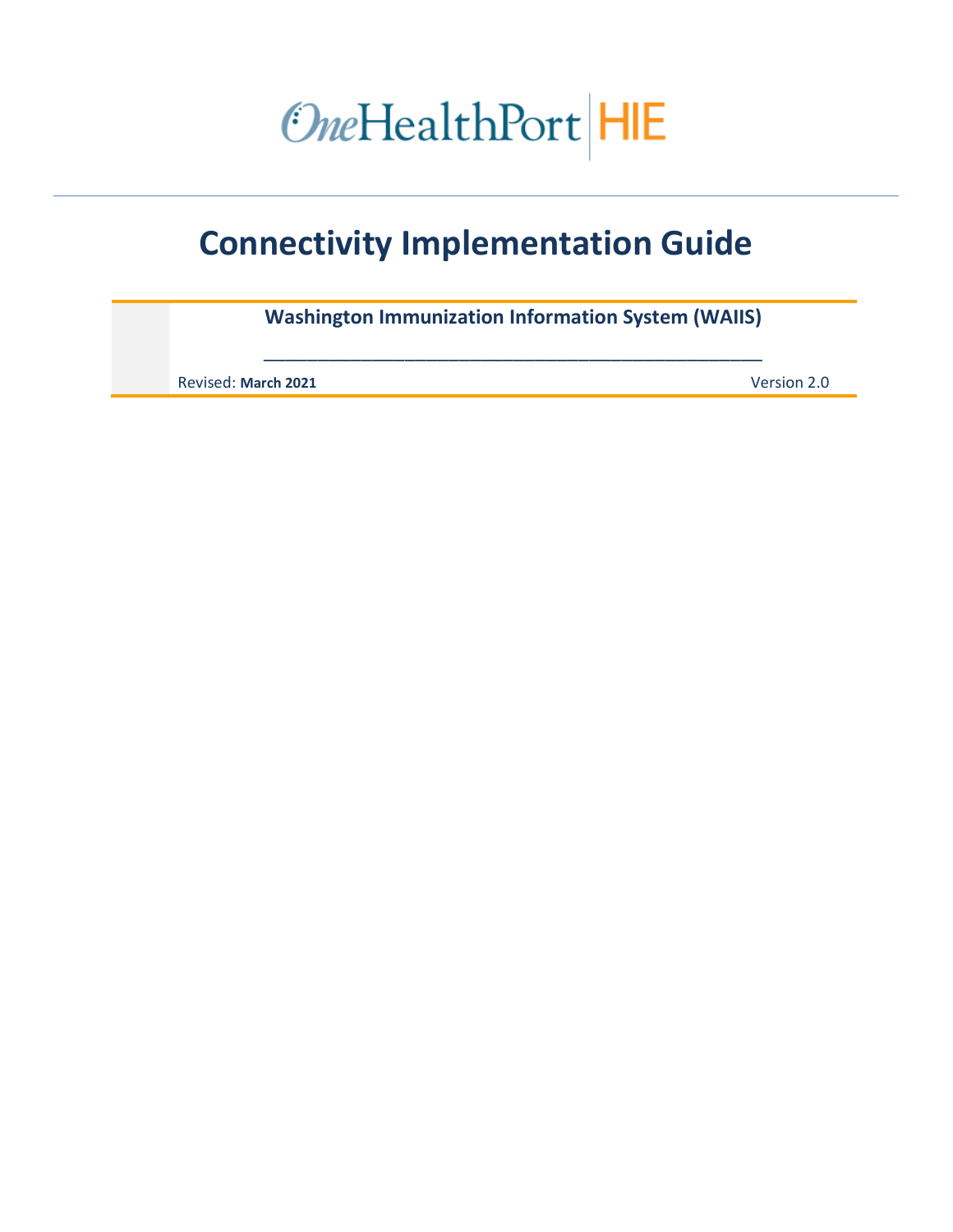OneHealthPort | HIE

# Connectivity Implementation Guide

**Washington Immunization Information System (WAIIS)**

Revised: **March 2021**

Version 2.0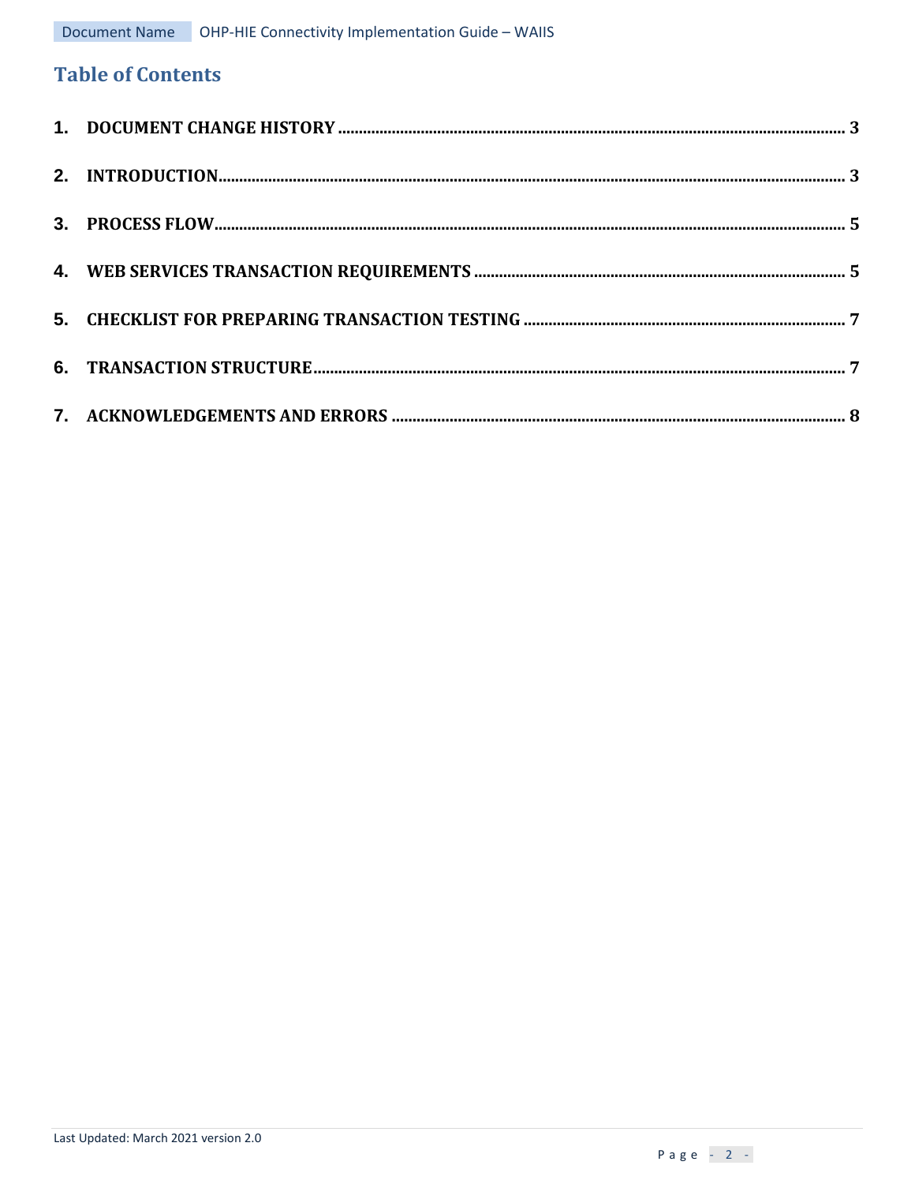# Table of Contents

1. DOCUMENT CHANGE HISTORY ..... 3
2. INTRODUCTION ..... 3
3. PROCESS FLOW ..... 5
4. WEB SERVICES TRANSACTION REQUIREMENTS ..... 5
5. CHECKLIST FOR PREPARING TRANSACTION TESTING ..... 7
6. TRANSACTION STRUCTURE ..... 7
7. ACKNOWLEDGEMENTS AND ERRORS ..... 8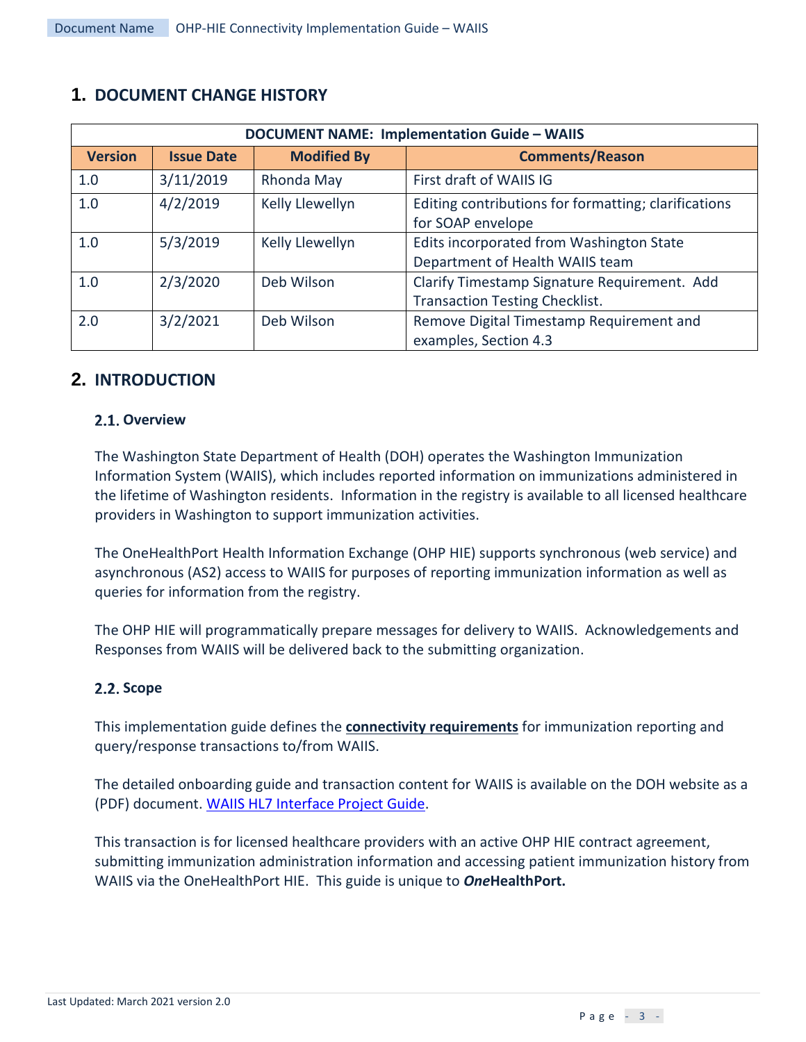## 1. DOCUMENT CHANGE HISTORY

| DOCUMENT NAME: Implementation Guide – WAIIS | | | |
|---|---|---|---|
| **Version** | **Issue Date** | **Modified By** | **Comments/Reason** |
| 1.0 | 3/11/2019 | Rhonda May | First draft of WAIIS IG |
| 1.0 | 4/2/2019 | Kelly Llewellyn | Editing contributions for formatting; clarifications for SOAP envelope |
| 1.0 | 5/3/2019 | Kelly Llewellyn | Edits incorporated from Washington State Department of Health WAIIS team |
| 1.0 | 2/3/2020 | Deb Wilson | Clarify Timestamp Signature Requirement. Add Transaction Testing Checklist. |
| 2.0 | 3/2/2021 | Deb Wilson | Remove Digital Timestamp Requirement and examples, Section 4.3 |

## 2. INTRODUCTION

### 2.1. Overview

The Washington State Department of Health (DOH) operates the Washington Immunization Information System (WAIIS), which includes reported information on immunizations administered in the lifetime of Washington residents. Information in the registry is available to all licensed healthcare providers in Washington to support immunization activities.

The OneHealthPort Health Information Exchange (OHP HIE) supports synchronous (web service) and asynchronous (AS2) access to WAIIS for purposes of reporting immunization information as well as queries for information from the registry.

The OHP HIE will programmatically prepare messages for delivery to WAIIS. Acknowledgements and Responses from WAIIS will be delivered back to the submitting organization.

### 2.2. Scope

This implementation guide defines the **connectivity requirements** for immunization reporting and query/response transactions to/from WAIIS.

The detailed onboarding guide and transaction content for WAIIS is available on the DOH website as a (PDF) document. WAIIS HL7 Interface Project Guide.

This transaction is for licensed healthcare providers with an active OHP HIE contract agreement, submitting immunization administration information and accessing patient immunization history from WAIIS via the OneHealthPort HIE. This guide is unique to ***One*HealthPort.**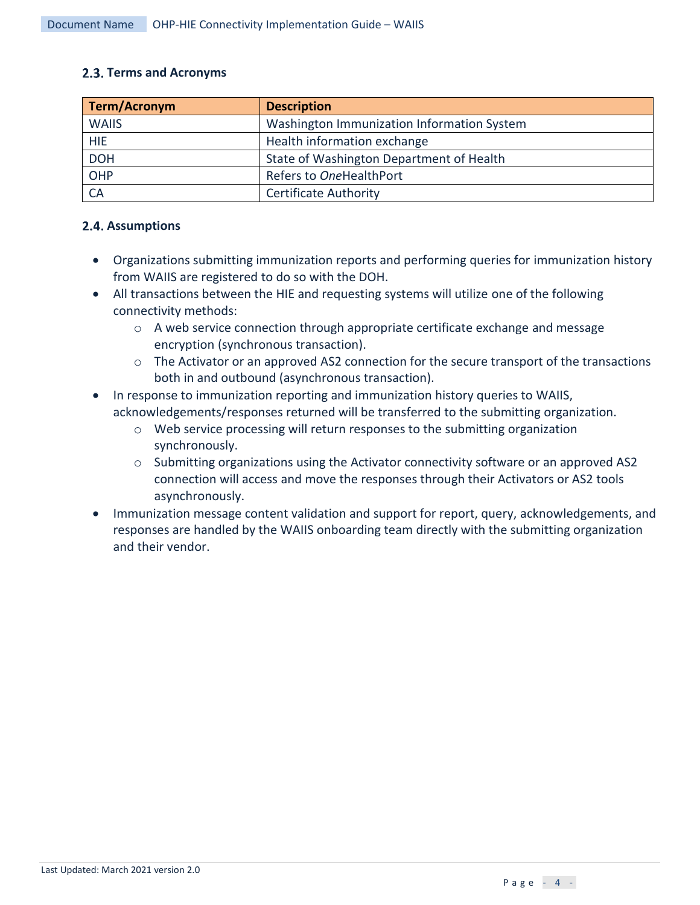## 2.3. Terms and Acronyms

| Term/Acronym | Description |
|---|---|
| WAIIS | Washington Immunization Information System |
| HIE | Health information exchange |
| DOH | State of Washington Department of Health |
| OHP | Refers to *One*HealthPort |
| CA | Certificate Authority |

## 2.4. Assumptions

- Organizations submitting immunization reports and performing queries for immunization history from WAIIS are registered to do so with the DOH.
- All transactions between the HIE and requesting systems will utilize one of the following connectivity methods:
  - A web service connection through appropriate certificate exchange and message encryption (synchronous transaction).
  - The Activator or an approved AS2 connection for the secure transport of the transactions both in and outbound (asynchronous transaction).
- In response to immunization reporting and immunization history queries to WAIIS, acknowledgements/responses returned will be transferred to the submitting organization.
  - Web service processing will return responses to the submitting organization synchronously.
  - Submitting organizations using the Activator connectivity software or an approved AS2 connection will access and move the responses through their Activators or AS2 tools asynchronously.
- Immunization message content validation and support for report, query, acknowledgements, and responses are handled by the WAIIS onboarding team directly with the submitting organization and their vendor.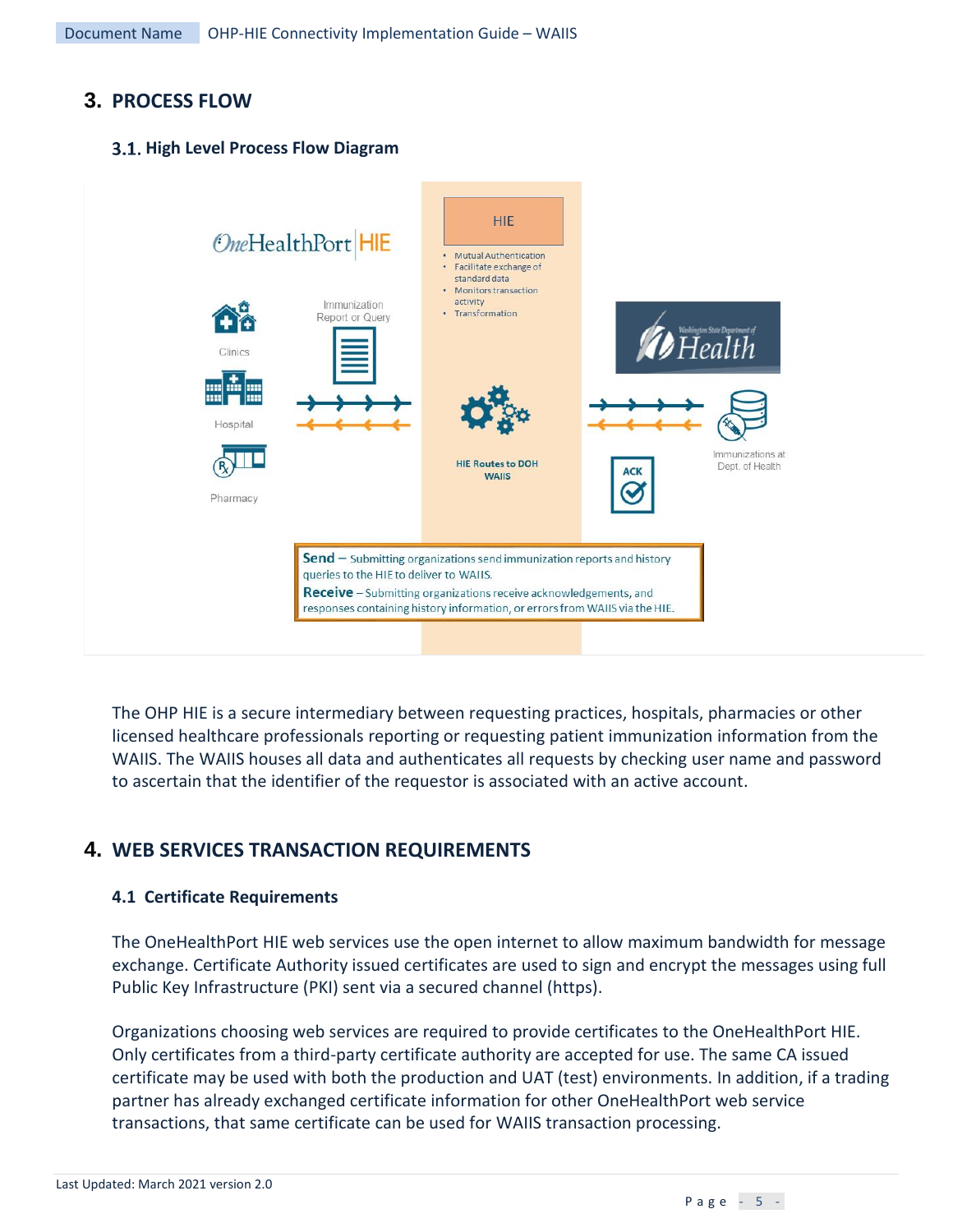# 3. PROCESS FLOW

## 3.1. High Level Process Flow Diagram

OneHealthPort | HIE

HIE

- Mutual Authentication
- Facilitate exchange of standard data
- Monitors transaction activity
- Transformation

Clinics

Hospital

Pharmacy

Immunization Report or Query

HIE Routes to DOH WAIIS

Washington State Department of Health

ACK

Immunizations at Dept. of Health

**Send** – Submitting organizations send immunization reports and history queries to the HIE to deliver to WAIIS.
**Receive** – Submitting organizations receive acknowledgements, and responses containing history information, or errors from WAIIS via the HIE.

The OHP HIE is a secure intermediary between requesting practices, hospitals, pharmacies or other licensed healthcare professionals reporting or requesting patient immunization information from the WAIIS. The WAIIS houses all data and authenticates all requests by checking user name and password to ascertain that the identifier of the requestor is associated with an active account.

# 4. WEB SERVICES TRANSACTION REQUIREMENTS

## 4.1 Certificate Requirements

The OneHealthPort HIE web services use the open internet to allow maximum bandwidth for message exchange. Certificate Authority issued certificates are used to sign and encrypt the messages using full Public Key Infrastructure (PKI) sent via a secured channel (https).

Organizations choosing web services are required to provide certificates to the OneHealthPort HIE. Only certificates from a third-party certificate authority are accepted for use. The same CA issued certificate may be used with both the production and UAT (test) environments. In addition, if a trading partner has already exchanged certificate information for other OneHealthPort web service transactions, that same certificate can be used for WAIIS transaction processing.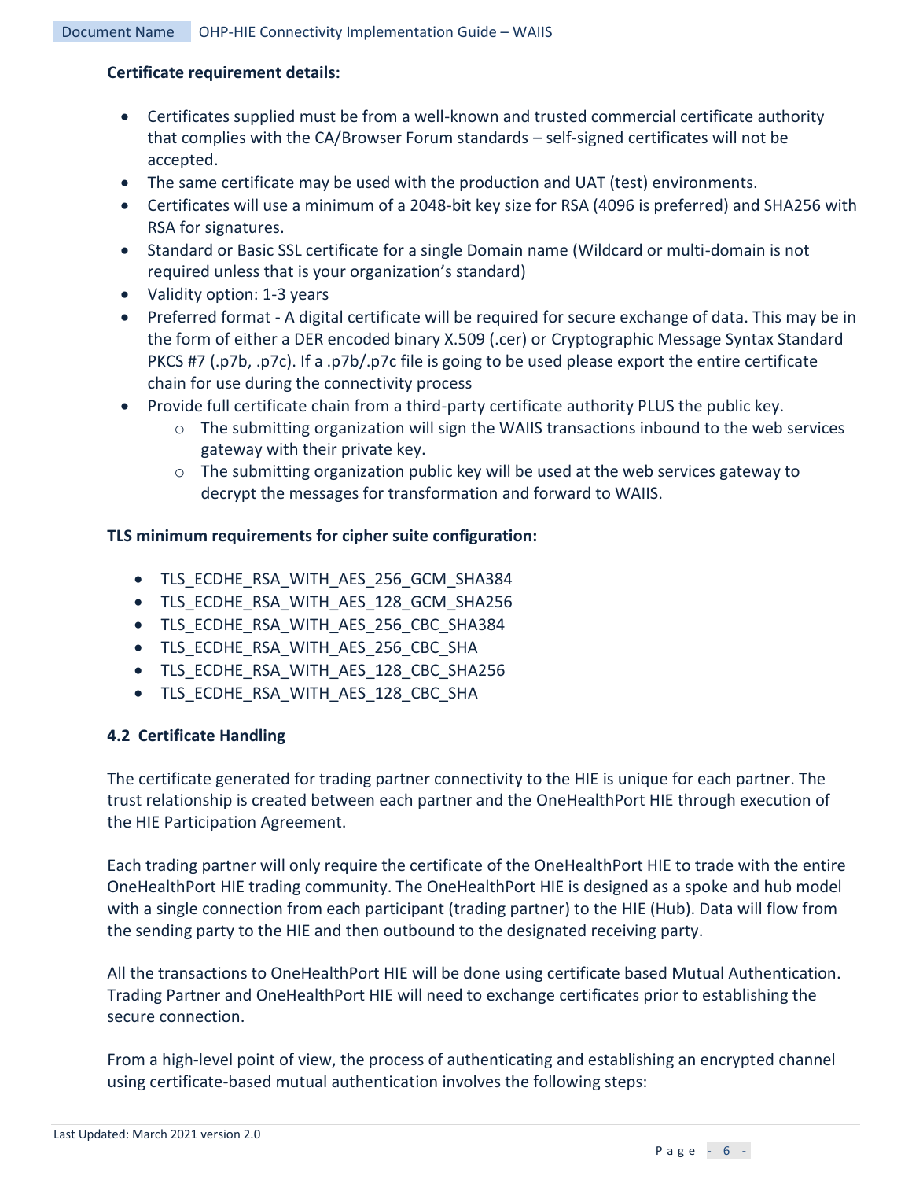**Certificate requirement details:**

- Certificates supplied must be from a well-known and trusted commercial certificate authority that complies with the CA/Browser Forum standards – self-signed certificates will not be accepted.
- The same certificate may be used with the production and UAT (test) environments.
- Certificates will use a minimum of a 2048-bit key size for RSA (4096 is preferred) and SHA256 with RSA for signatures.
- Standard or Basic SSL certificate for a single Domain name (Wildcard or multi-domain is not required unless that is your organization's standard)
- Validity option: 1-3 years
- Preferred format - A digital certificate will be required for secure exchange of data. This may be in the form of either a DER encoded binary X.509 (.cer) or Cryptographic Message Syntax Standard PKCS #7 (.p7b, .p7c). If a .p7b/.p7c file is going to be used please export the entire certificate chain for use during the connectivity process
- Provide full certificate chain from a third-party certificate authority PLUS the public key.
    - The submitting organization will sign the WAIIS transactions inbound to the web services gateway with their private key.
    - The submitting organization public key will be used at the web services gateway to decrypt the messages for transformation and forward to WAIIS.

**TLS minimum requirements for cipher suite configuration:**

- TLS_ECDHE_RSA_WITH_AES_256_GCM_SHA384
- TLS_ECDHE_RSA_WITH_AES_128_GCM_SHA256
- TLS_ECDHE_RSA_WITH_AES_256_CBC_SHA384
- TLS_ECDHE_RSA_WITH_AES_256_CBC_SHA
- TLS_ECDHE_RSA_WITH_AES_128_CBC_SHA256
- TLS_ECDHE_RSA_WITH_AES_128_CBC_SHA

### 4.2 Certificate Handling

The certificate generated for trading partner connectivity to the HIE is unique for each partner. The trust relationship is created between each partner and the OneHealthPort HIE through execution of the HIE Participation Agreement.

Each trading partner will only require the certificate of the OneHealthPort HIE to trade with the entire OneHealthPort HIE trading community. The OneHealthPort HIE is designed as a spoke and hub model with a single connection from each participant (trading partner) to the HIE (Hub). Data will flow from the sending party to the HIE and then outbound to the designated receiving party.

All the transactions to OneHealthPort HIE will be done using certificate based Mutual Authentication. Trading Partner and OneHealthPort HIE will need to exchange certificates prior to establishing the secure connection.

From a high-level point of view, the process of authenticating and establishing an encrypted channel using certificate-based mutual authentication involves the following steps: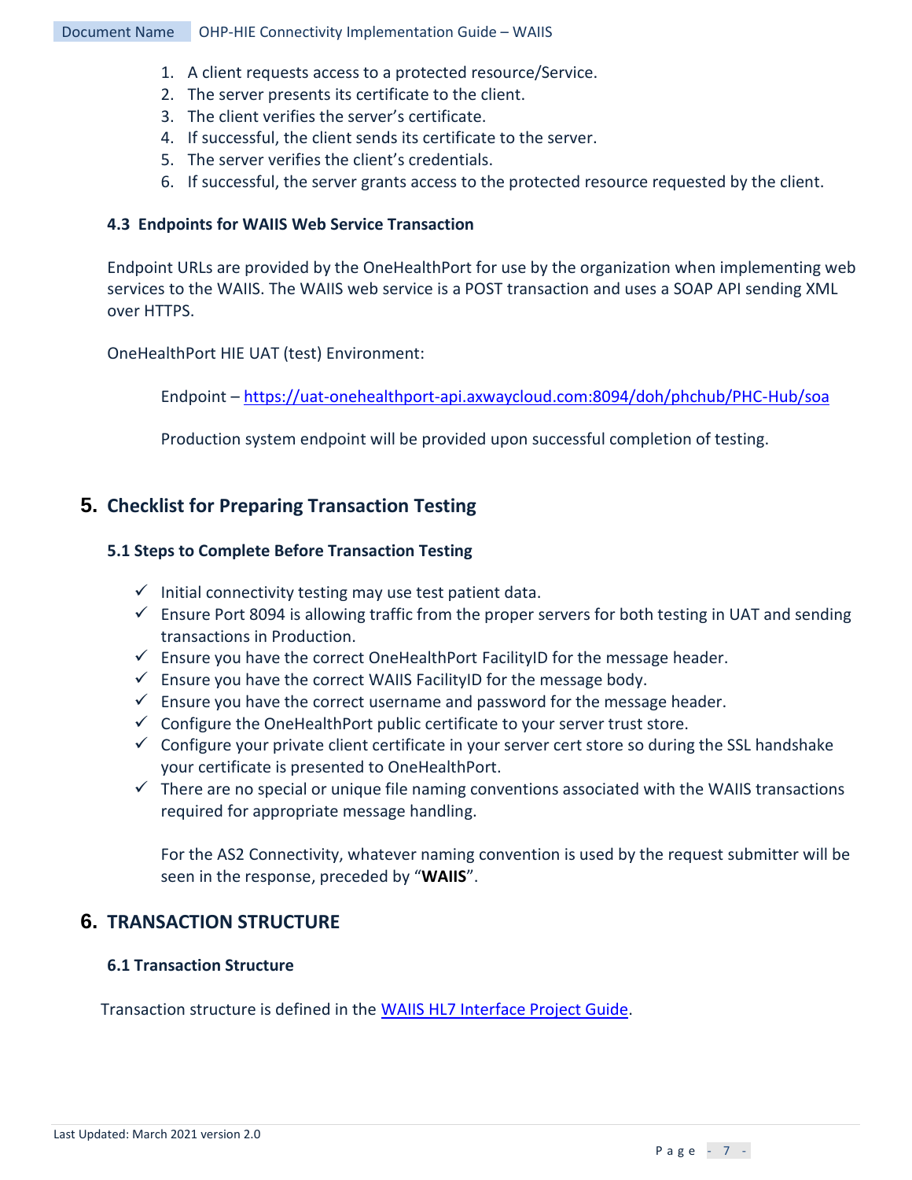1. A client requests access to a protected resource/Service.
2. The server presents its certificate to the client.
3. The client verifies the server's certificate.
4. If successful, the client sends its certificate to the server.
5. The server verifies the client's credentials.
6. If successful, the server grants access to the protected resource requested by the client.

### 4.3 Endpoints for WAIIS Web Service Transaction

Endpoint URLs are provided by the OneHealthPort for use by the organization when implementing web services to the WAIIS. The WAIIS web service is a POST transaction and uses a SOAP API sending XML over HTTPS.

OneHealthPort HIE UAT (test) Environment:

Endpoint – [https://uat-onehealthport-api.axwaycloud.com:8094/doh/phchub/PHC-Hub/soa](https://uat-onehealthport-api.axwaycloud.com:8094/doh/phchub/PHC-Hub/soa)

Production system endpoint will be provided upon successful completion of testing.

## 5. Checklist for Preparing Transaction Testing

### 5.1 Steps to Complete Before Transaction Testing

- ✓ Initial connectivity testing may use test patient data.
- ✓ Ensure Port 8094 is allowing traffic from the proper servers for both testing in UAT and sending transactions in Production.
- ✓ Ensure you have the correct OneHealthPort FacilityID for the message header.
- ✓ Ensure you have the correct WAIIS FacilityID for the message body.
- ✓ Ensure you have the correct username and password for the message header.
- ✓ Configure the OneHealthPort public certificate to your server trust store.
- ✓ Configure your private client certificate in your server cert store so during the SSL handshake your certificate is presented to OneHealthPort.
- ✓ There are no special or unique file naming conventions associated with the WAIIS transactions required for appropriate message handling.

  For the AS2 Connectivity, whatever naming convention is used by the request submitter will be seen in the response, preceded by "**WAIIS**".

## 6. TRANSACTION STRUCTURE

### 6.1 Transaction Structure

Transaction structure is defined in the WAIIS HL7 Interface Project Guide.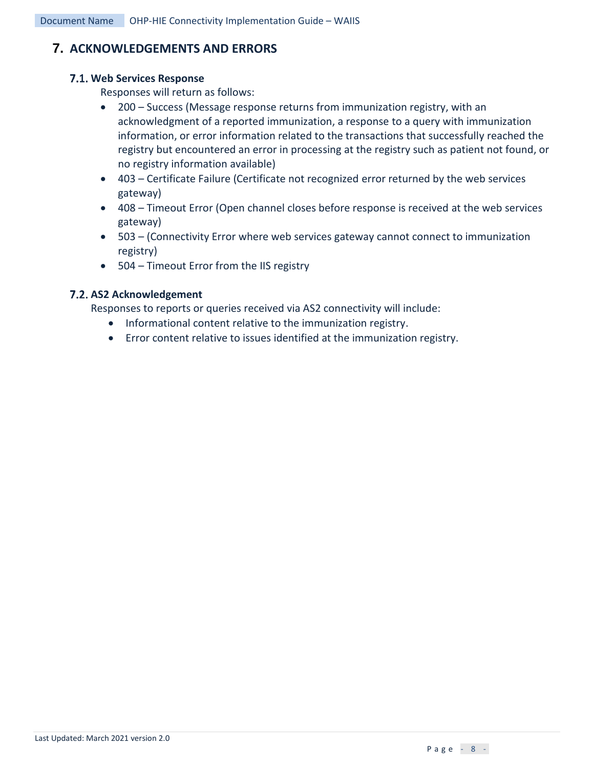# 7. ACKNOWLEDGEMENTS AND ERRORS

## 7.1. Web Services Response

Responses will return as follows:

- 200 – Success (Message response returns from immunization registry, with an acknowledgment of a reported immunization, a response to a query with immunization information, or error information related to the transactions that successfully reached the registry but encountered an error in processing at the registry such as patient not found, or no registry information available)
- 403 – Certificate Failure (Certificate not recognized error returned by the web services gateway)
- 408 – Timeout Error (Open channel closes before response is received at the web services gateway)
- 503 – (Connectivity Error where web services gateway cannot connect to immunization registry)
- 504 – Timeout Error from the IIS registry

## 7.2. AS2 Acknowledgement

Responses to reports or queries received via AS2 connectivity will include:

- Informational content relative to the immunization registry.
- Error content relative to issues identified at the immunization registry.